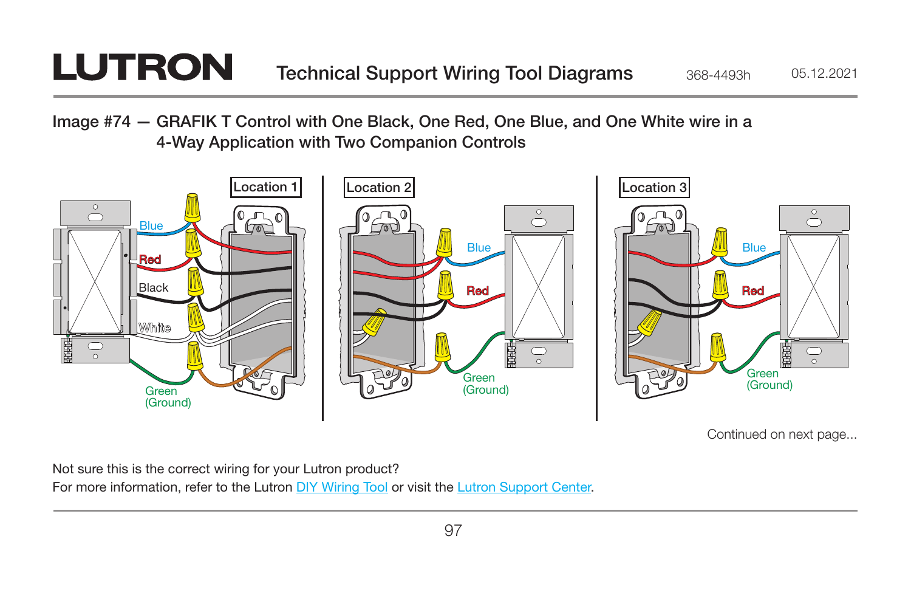# LUTRON Technical Support Wiring Tool Diagrams

368-4493h 05.12.2021

## Image #74 — GRAFIK T Control with One Black, One Red, One Blue, and One White wire in a 4-Way Application with Two Companion Controls

Location 1

Blue
Red
Black
White
Green (Ground)

Location 2

Blue
Red
Green (Ground)

Location 3

Blue
Red
Green (Ground)

Continued on next page...

Not sure this is the correct wiring for your Lutron product?
For more information, refer to the Lutron DIY Wiring Tool or visit the Lutron Support Center.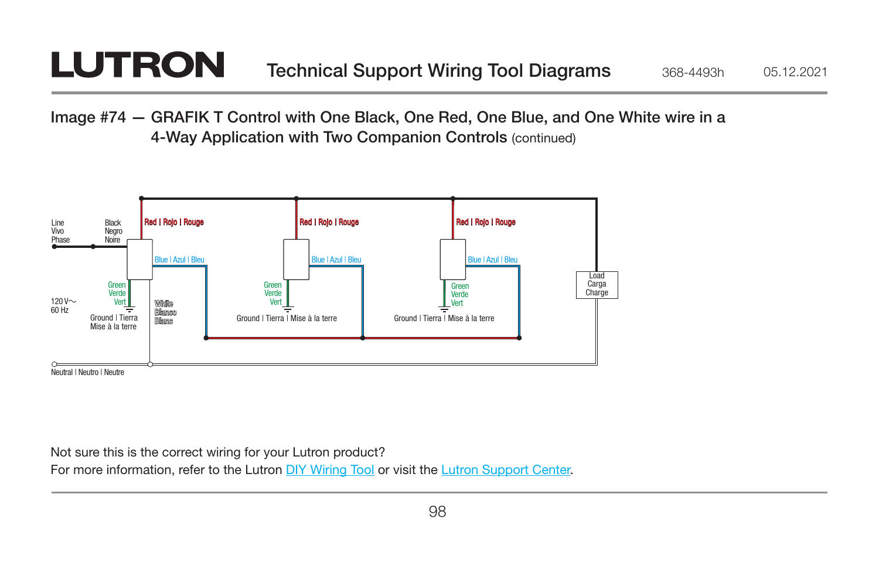## Image #74 — GRAFIK T Control with One Black, One Red, One Blue, and One White wire in a 4-Way Application with Two Companion Controls (continued)

Line
Vivo
Phase

Black
Negro
Noire

Red | Rojo | Rouge

Blue | Azul | Bleu

Green
Verde
Vert

120 V~
60 Hz

Ground | Tierra
Mise à la terre

White
Blanco
Blanc

Red | Rojo | Rouge

Blue | Azul | Bleu

Green
Verde
Vert

Ground | Tierra | Mise à la terre

Red | Rojo | Rouge

Blue | Azul | Bleu

Green
Verde
Vert

Ground | Tierra | Mise à la terre

Load
Carga
Charge

Neutral | Neutro | Neutre

Not sure this is the correct wiring for your Lutron product?
For more information, refer to the Lutron DIY Wiring Tool or visit the Lutron Support Center.